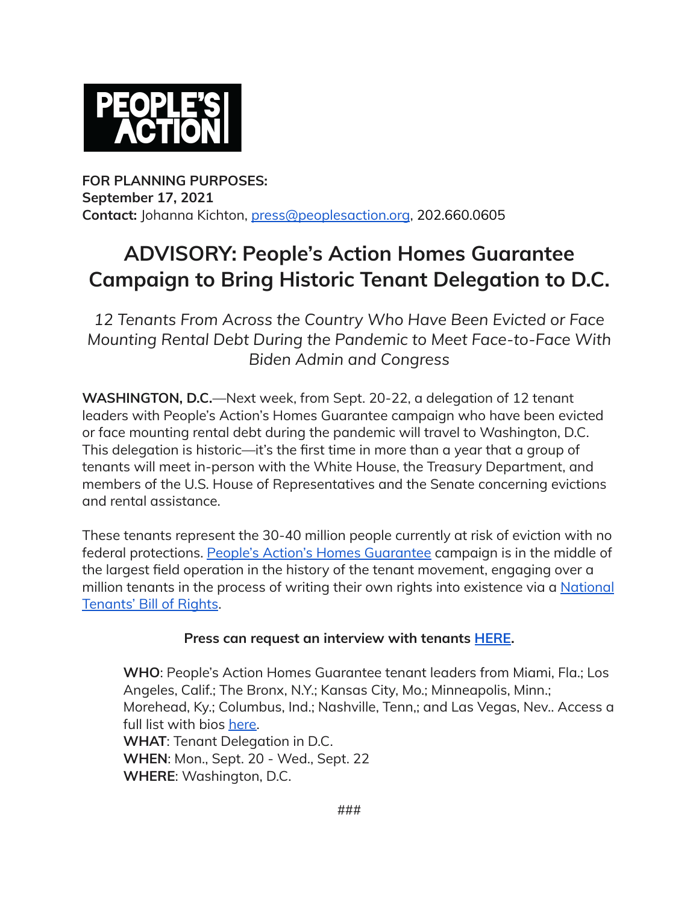**PEOPLE'S ACTION**

**FOR PLANNING PURPOSES:**
**September 17, 2021**
**Contact:** Johanna Kichton, press@peoplesaction.org, 202.660.0605

# ADVISORY: People's Action Homes Guarantee Campaign to Bring Historic Tenant Delegation to D.C.

*12 Tenants From Across the Country Who Have Been Evicted or Face Mounting Rental Debt During the Pandemic to Meet Face-to-Face With Biden Admin and Congress*

**WASHINGTON, D.C.**—Next week, from Sept. 20-22, a delegation of 12 tenant leaders with People's Action's Homes Guarantee campaign who have been evicted or face mounting rental debt during the pandemic will travel to Washington, D.C. This delegation is historic—it's the first time in more than a year that a group of tenants will meet in-person with the White House, the Treasury Department, and members of the U.S. House of Representatives and the Senate concerning evictions and rental assistance.

These tenants represent the 30-40 million people currently at risk of eviction with no federal protections. People's Action's Homes Guarantee campaign is in the middle of the largest field operation in the history of the tenant movement, engaging over a million tenants in the process of writing their own rights into existence via a National Tenants' Bill of Rights.

**Press can request an interview with tenants HERE.**

**WHO**: People's Action Homes Guarantee tenant leaders from Miami, Fla.; Los Angeles, Calif.; The Bronx, N.Y.; Kansas City, Mo.; Minneapolis, Minn.; Morehead, Ky.; Columbus, Ind.; Nashville, Tenn,; and Las Vegas, Nev.. Access a full list with bios here.
**WHAT**: Tenant Delegation in D.C.
**WHEN**: Mon., Sept. 20 - Wed., Sept. 22
**WHERE**: Washington, D.C.

###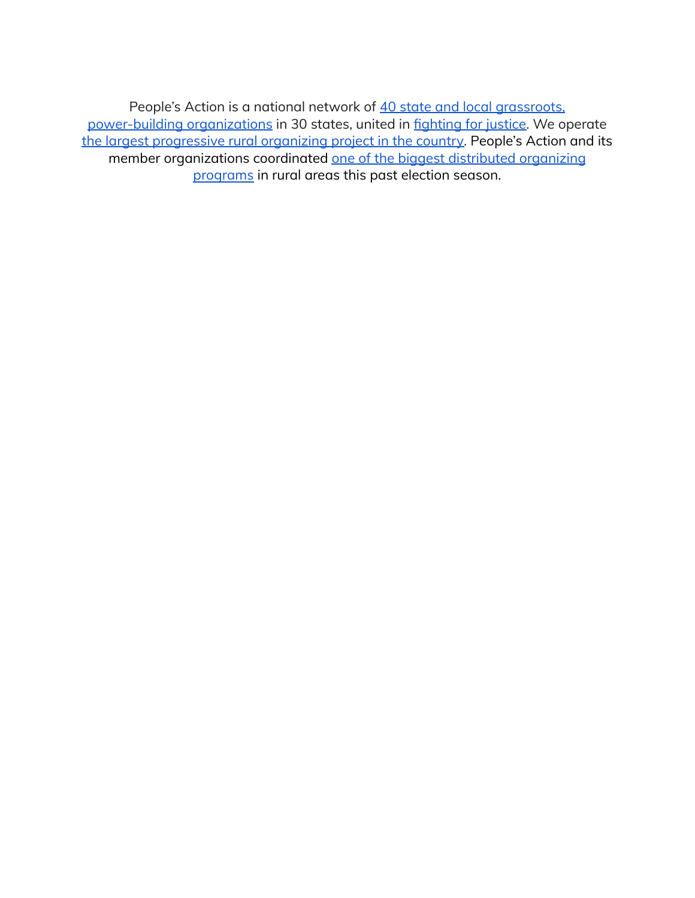People's Action is a national network of 40 state and local grassroots, power-building organizations in 30 states, united in fighting for justice. We operate the largest progressive rural organizing project in the country. People's Action and its member organizations coordinated one of the biggest distributed organizing programs in rural areas this past election season.